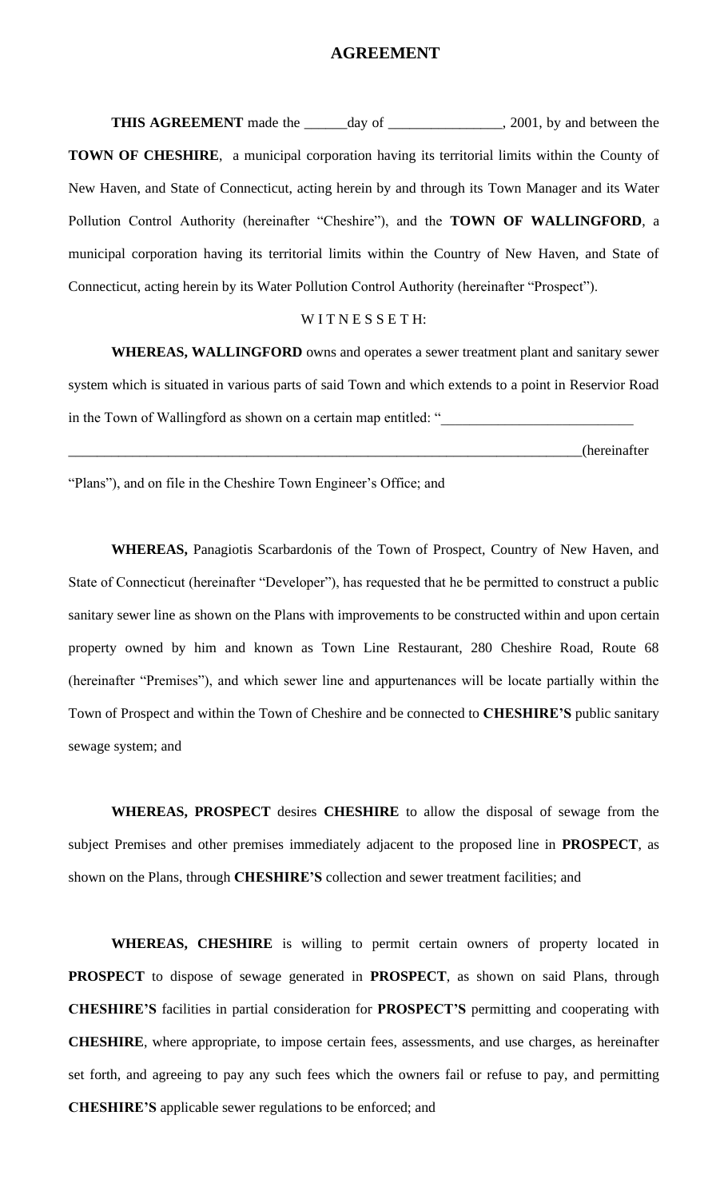# AGREEMENT

**THIS AGREEMENT** made the ______day of ________________, 2001, by and between the **TOWN OF CHESHIRE**, a municipal corporation having its territorial limits within the County of New Haven, and State of Connecticut, acting herein by and through its Town Manager and its Water Pollution Control Authority (hereinafter "Cheshire"), and the **TOWN OF WALLINGFORD**, a municipal corporation having its territorial limits within the Country of New Haven, and State of Connecticut, acting herein by its Water Pollution Control Authority (hereinafter "Prospect").

W I T N E S S E T H:

**WHEREAS, WALLINGFORD** owns and operates a sewer treatment plant and sanitary sewer system which is situated in various parts of said Town and which extends to a point in Reservior Road in the Town of Wallingford as shown on a certain map entitled: "___________________________ ___________________________________________________________________________(hereinafter "Plans"), and on file in the Cheshire Town Engineer's Office; and

**WHEREAS,** Panagiotis Scarbardonis of the Town of Prospect, Country of New Haven, and State of Connecticut (hereinafter "Developer"), has requested that he be permitted to construct a public sanitary sewer line as shown on the Plans with improvements to be constructed within and upon certain property owned by him and known as Town Line Restaurant, 280 Cheshire Road, Route 68 (hereinafter "Premises"), and which sewer line and appurtenances will be locate partially within the Town of Prospect and within the Town of Cheshire and be connected to **CHESHIRE'S** public sanitary sewage system; and

**WHEREAS, PROSPECT** desires **CHESHIRE** to allow the disposal of sewage from the subject Premises and other premises immediately adjacent to the proposed line in **PROSPECT**, as shown on the Plans, through **CHESHIRE'S** collection and sewer treatment facilities; and

**WHEREAS, CHESHIRE** is willing to permit certain owners of property located in **PROSPECT** to dispose of sewage generated in **PROSPECT**, as shown on said Plans, through **CHESHIRE'S** facilities in partial consideration for **PROSPECT'S** permitting and cooperating with **CHESHIRE**, where appropriate, to impose certain fees, assessments, and use charges, as hereinafter set forth, and agreeing to pay any such fees which the owners fail or refuse to pay, and permitting **CHESHIRE'S** applicable sewer regulations to be enforced; and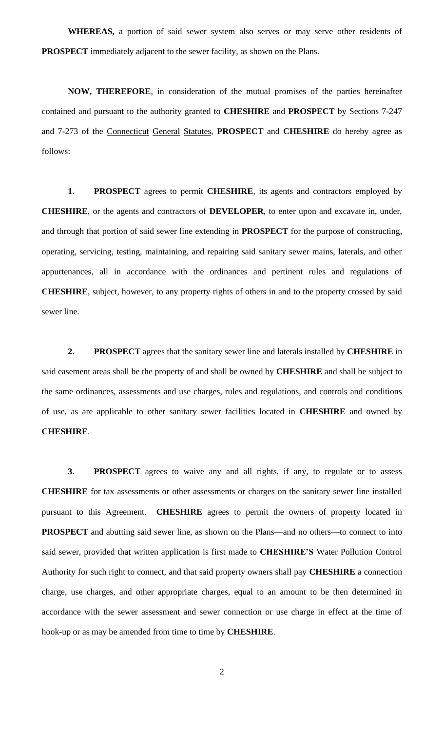**WHEREAS,** a portion of said sewer system also serves or may serve other residents of **PROSPECT** immediately adjacent to the sewer facility, as shown on the Plans.

**NOW, THEREFORE**, in consideration of the mutual promises of the parties hereinafter contained and pursuant to the authority granted to **CHESHIRE** and **PROSPECT** by Sections 7-247 and 7-273 of the Connecticut General Statutes, **PROSPECT** and **CHESHIRE** do hereby agree as follows:

**1.** **PROSPECT** agrees to permit **CHESHIRE**, its agents and contractors employed by **CHESHIRE**, or the agents and contractors of **DEVELOPER**, to enter upon and excavate in, under, and through that portion of said sewer line extending in **PROSPECT** for the purpose of constructing, operating, servicing, testing, maintaining, and repairing said sanitary sewer mains, laterals, and other appurtenances, all in accordance with the ordinances and pertinent rules and regulations of **CHESHIRE**, subject, however, to any property rights of others in and to the property crossed by said sewer line.

**2.** **PROSPECT** agrees that the sanitary sewer line and laterals installed by **CHESHIRE** in said easement areas shall be the property of and shall be owned by **CHESHIRE** and shall be subject to the same ordinances, assessments and use charges, rules and regulations, and controls and conditions of use, as are applicable to other sanitary sewer facilities located in **CHESHIRE** and owned by **CHESHIRE**.

**3.** **PROSPECT** agrees to waive any and all rights, if any, to regulate or to assess **CHESHIRE** for tax assessments or other assessments or charges on the sanitary sewer line installed pursuant to this Agreement. **CHESHIRE** agrees to permit the owners of property located in **PROSPECT** and abutting said sewer line, as shown on the Plans—and no others—to connect to into said sewer, provided that written application is first made to **CHESHIRE'S** Water Pollution Control Authority for such right to connect, and that said property owners shall pay **CHESHIRE** a connection charge, use charges, and other appropriate charges, equal to an amount to be then determined in accordance with the sewer assessment and sewer connection or use charge in effect at the time of hook-up or as may be amended from time to time by **CHESHIRE**.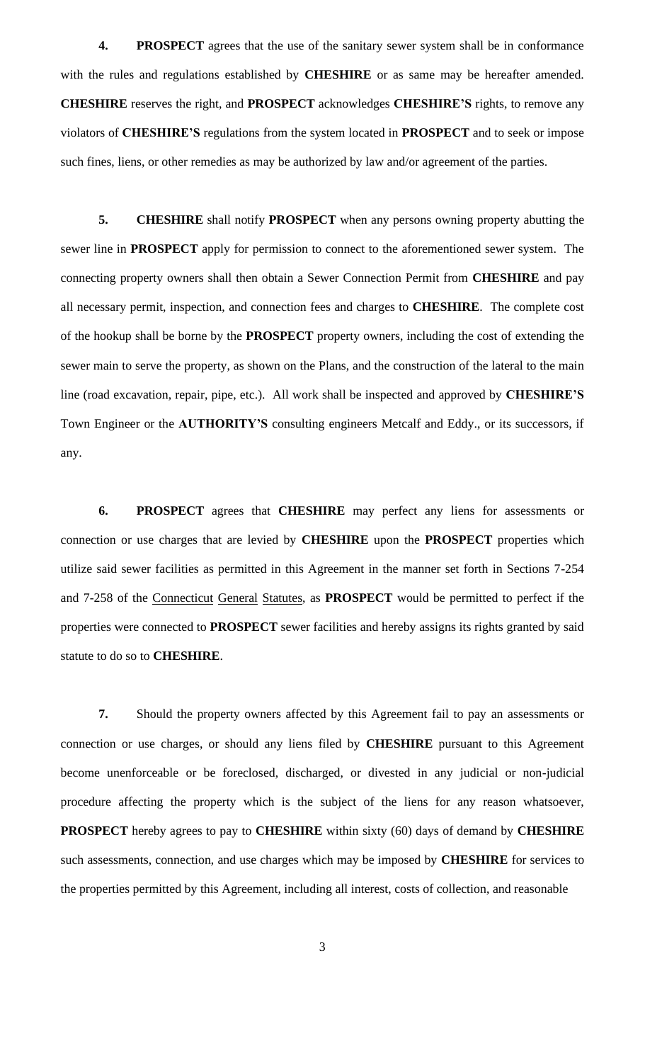**4.** **PROSPECT** agrees that the use of the sanitary sewer system shall be in conformance with the rules and regulations established by **CHESHIRE** or as same may be hereafter amended. **CHESHIRE** reserves the right, and **PROSPECT** acknowledges **CHESHIRE'S** rights, to remove any violators of **CHESHIRE'S** regulations from the system located in **PROSPECT** and to seek or impose such fines, liens, or other remedies as may be authorized by law and/or agreement of the parties.

**5.** **CHESHIRE** shall notify **PROSPECT** when any persons owning property abutting the sewer line in **PROSPECT** apply for permission to connect to the aforementioned sewer system. The connecting property owners shall then obtain a Sewer Connection Permit from **CHESHIRE** and pay all necessary permit, inspection, and connection fees and charges to **CHESHIRE**. The complete cost of the hookup shall be borne by the **PROSPECT** property owners, including the cost of extending the sewer main to serve the property, as shown on the Plans, and the construction of the lateral to the main line (road excavation, repair, pipe, etc.). All work shall be inspected and approved by **CHESHIRE'S** Town Engineer or the **AUTHORITY'S** consulting engineers Metcalf and Eddy., or its successors, if any.

**6.** **PROSPECT** agrees that **CHESHIRE** may perfect any liens for assessments or connection or use charges that are levied by **CHESHIRE** upon the **PROSPECT** properties which utilize said sewer facilities as permitted in this Agreement in the manner set forth in Sections 7-254 and 7-258 of the <u>Connecticut General Statutes</u>, as **PROSPECT** would be permitted to perfect if the properties were connected to **PROSPECT** sewer facilities and hereby assigns its rights granted by said statute to do so to **CHESHIRE**.

**7.** Should the property owners affected by this Agreement fail to pay an assessments or connection or use charges, or should any liens filed by **CHESHIRE** pursuant to this Agreement become unenforceable or be foreclosed, discharged, or divested in any judicial or non-judicial procedure affecting the property which is the subject of the liens for any reason whatsoever, **PROSPECT** hereby agrees to pay to **CHESHIRE** within sixty (60) days of demand by **CHESHIRE** such assessments, connection, and use charges which may be imposed by **CHESHIRE** for services to the properties permitted by this Agreement, including all interest, costs of collection, and reasonable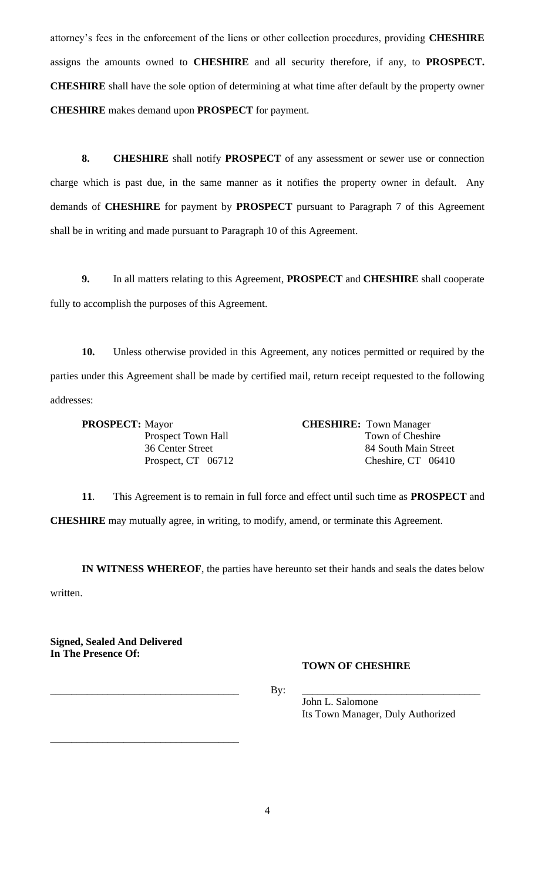attorney's fees in the enforcement of the liens or other collection procedures, providing **CHESHIRE** assigns the amounts owned to **CHESHIRE** and all security therefore, if any, to **PROSPECT.** **CHESHIRE** shall have the sole option of determining at what time after default by the property owner **CHESHIRE** makes demand upon **PROSPECT** for payment.

**8.** **CHESHIRE** shall notify **PROSPECT** of any assessment or sewer use or connection charge which is past due, in the same manner as it notifies the property owner in default. Any demands of **CHESHIRE** for payment by **PROSPECT** pursuant to Paragraph 7 of this Agreement shall be in writing and made pursuant to Paragraph 10 of this Agreement.

**9.** In all matters relating to this Agreement, **PROSPECT** and **CHESHIRE** shall cooperate fully to accomplish the purposes of this Agreement.

**10.** Unless otherwise provided in this Agreement, any notices permitted or required by the parties under this Agreement shall be made by certified mail, return receipt requested to the following addresses:

**PROSPECT:** Mayor
Prospect Town Hall
36 Center Street
Prospect, CT 06712

**CHESHIRE:** Town Manager
Town of Cheshire
84 South Main Street
Cheshire, CT 06410

**11**. This Agreement is to remain in full force and effect until such time as **PROSPECT** and **CHESHIRE** may mutually agree, in writing, to modify, amend, or terminate this Agreement.

**IN WITNESS WHEREOF**, the parties have hereunto set their hands and seals the dates below written.

**Signed, Sealed And Delivered**
**In The Presence Of:**

**TOWN OF CHESHIRE**

___________________________________ By: ___________________________________
John L. Salomone
Its Town Manager, Duly Authorized

___________________________________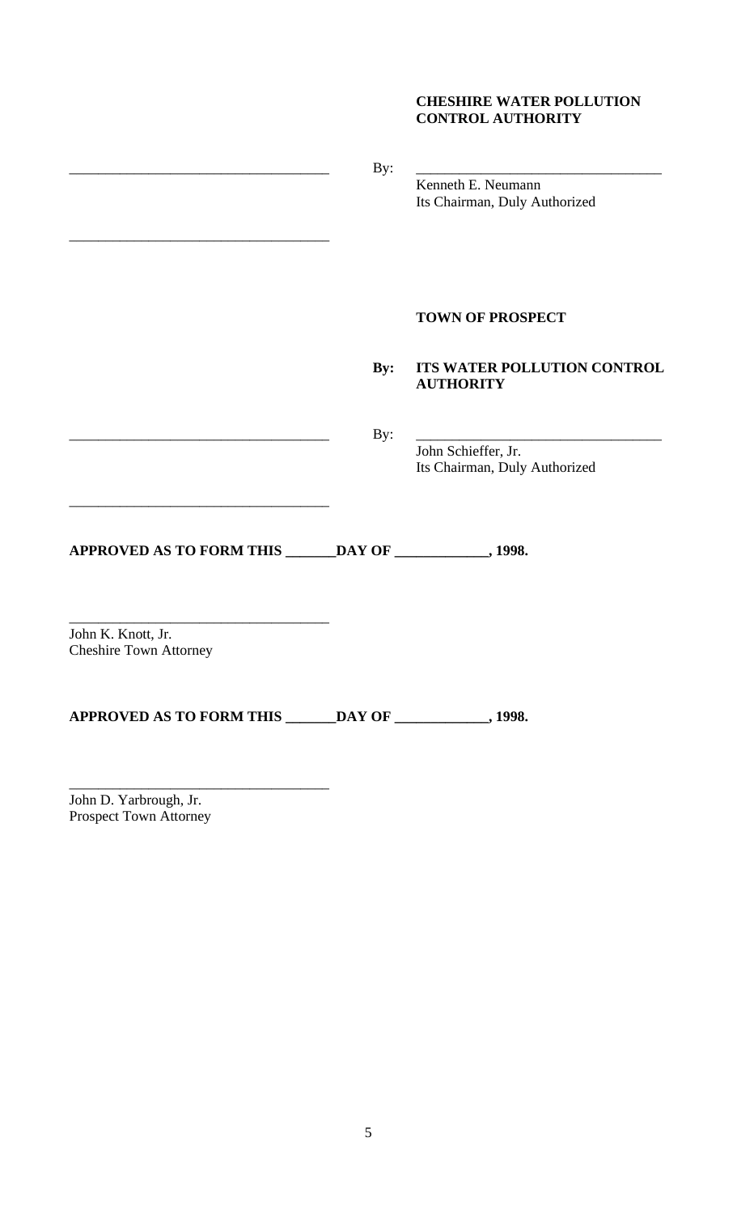**CHESHIRE WATER POLLUTION CONTROL AUTHORITY**

___________________________________ By: ___________________________________

Kenneth E. Neumann
Its Chairman, Duly Authorized

___________________________________

**TOWN OF PROSPECT**

**By: ITS WATER POLLUTION CONTROL AUTHORITY**

___________________________________ By: ___________________________________

John Schieffer, Jr.
Its Chairman, Duly Authorized

___________________________________

**APPROVED AS TO FORM THIS _______DAY OF _____________, 1998.**

___________________________________
John K. Knott, Jr.
Cheshire Town Attorney

**APPROVED AS TO FORM THIS _______DAY OF _____________, 1998.**

___________________________________
John D. Yarbrough, Jr.
Prospect Town Attorney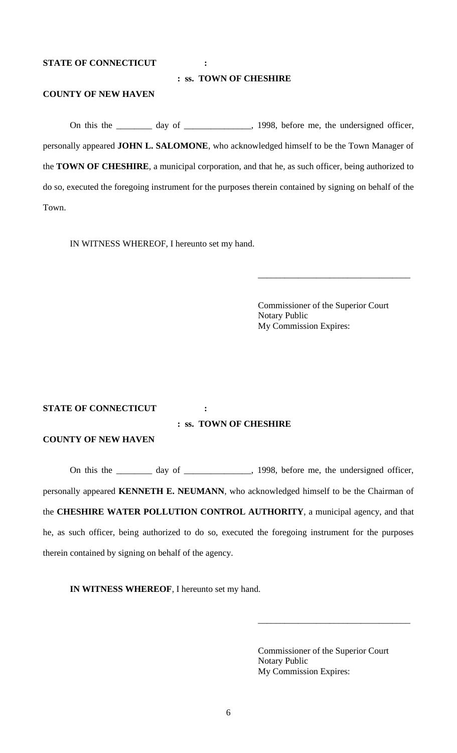**STATE OF CONNECTICUT :**

**: ss. TOWN OF CHESHIRE**

**COUNTY OF NEW HAVEN**

On this the ________ day of _______________, 1998, before me, the undersigned officer, personally appeared **JOHN L. SALOMONE**, who acknowledged himself to be the Town Manager of the **TOWN OF CHESHIRE**, a municipal corporation, and that he, as such officer, being authorized to do so, executed the foregoing instrument for the purposes therein contained by signing on behalf of the Town.

IN WITNESS WHEREOF, I hereunto set my hand.

__________________________________

Commissioner of the Superior Court
Notary Public
My Commission Expires:

**STATE OF CONNECTICUT :**

**: ss. TOWN OF CHESHIRE**

**COUNTY OF NEW HAVEN**

On this the ________ day of _______________, 1998, before me, the undersigned officer, personally appeared **KENNETH E. NEUMANN**, who acknowledged himself to be the Chairman of the **CHESHIRE WATER POLLUTION CONTROL AUTHORITY**, a municipal agency, and that he, as such officer, being authorized to do so, executed the foregoing instrument for the purposes therein contained by signing on behalf of the agency.

**IN WITNESS WHEREOF**, I hereunto set my hand.

__________________________________

Commissioner of the Superior Court
Notary Public
My Commission Expires: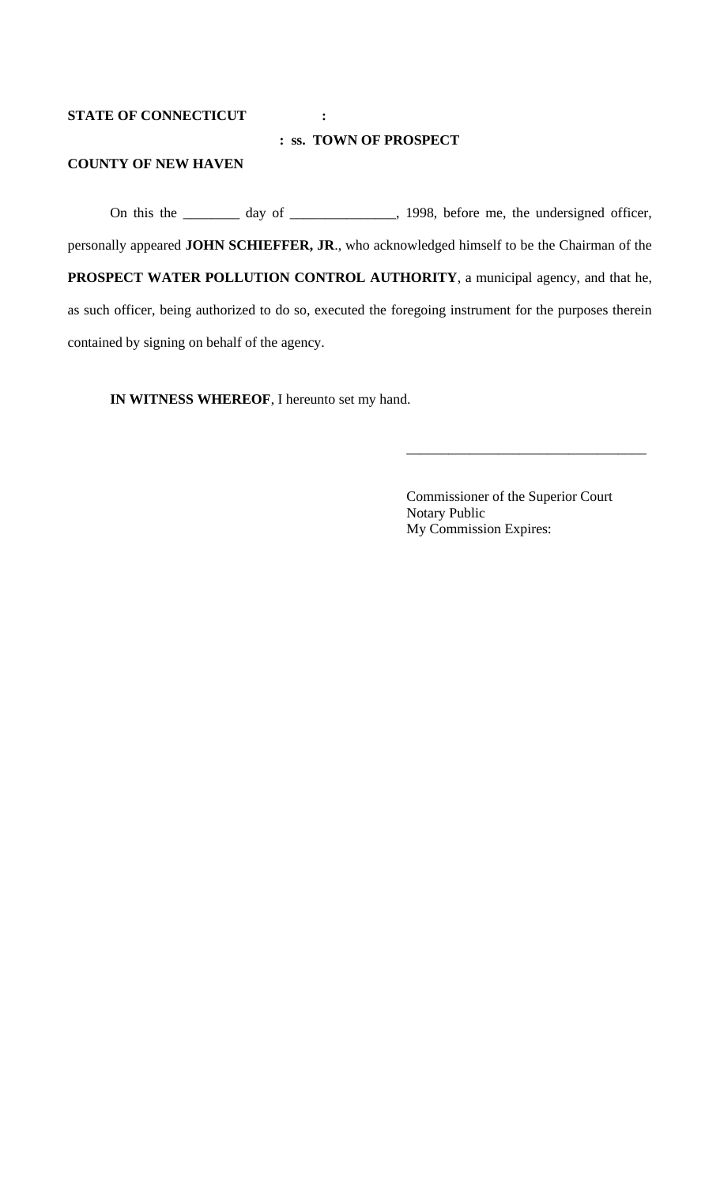**STATE OF CONNECTICUT** :

: **ss. TOWN OF PROSPECT**

**COUNTY OF NEW HAVEN**

On this the ________ day of _______________, 1998, before me, the undersigned officer, personally appeared **JOHN SCHIEFFER, JR**., who acknowledged himself to be the Chairman of the **PROSPECT WATER POLLUTION CONTROL AUTHORITY**, a municipal agency, and that he, as such officer, being authorized to do so, executed the foregoing instrument for the purposes therein contained by signing on behalf of the agency.

**IN WITNESS WHEREOF**, I hereunto set my hand.

___________________________________

Commissioner of the Superior Court
Notary Public
My Commission Expires: